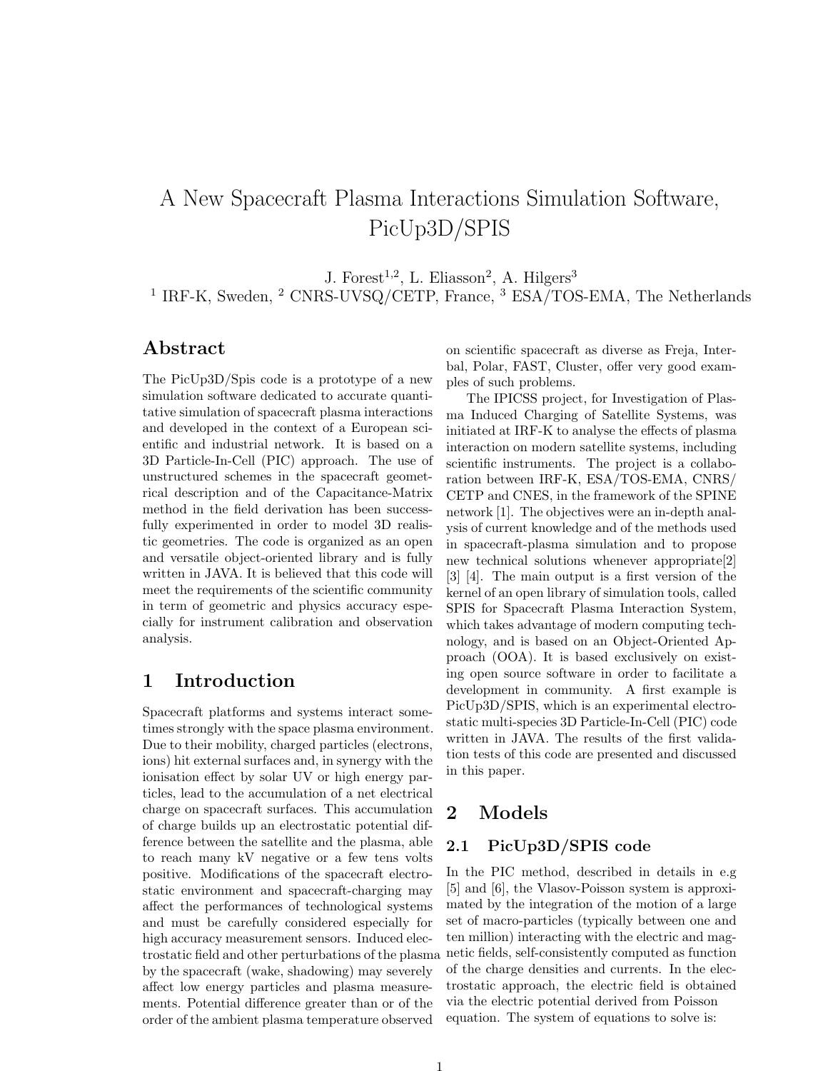# A New Spacecraft Plasma Interactions Simulation Software, PicUp3D/SPIS

J. Forest[1,2], L. Eliasson[2], A. Hilgers[3]

[1] IRF-K, Sweden, [2] CNRS-UVSQ/CETP, France, [3] ESA/TOS-EMA, The Netherlands

## Abstract

The PicUp3D/Spis code is a prototype of a new simulation software dedicated to accurate quantitative simulation of spacecraft plasma interactions and developed in the context of a European scientific and industrial network. It is based on a 3D Particle-In-Cell (PIC) approach. The use of unstructured schemes in the spacecraft geometrical description and of the Capacitance-Matrix method in the field derivation has been successfully experimented in order to model 3D realistic geometries. The code is organized as an open and versatile object-oriented library and is fully written in JAVA. It is believed that this code will meet the requirements of the scientific community in term of geometric and physics accuracy especially for instrument calibration and observation analysis.

## 1 Introduction

Spacecraft platforms and systems interact sometimes strongly with the space plasma environment. Due to their mobility, charged particles (electrons, ions) hit external surfaces and, in synergy with the ionisation effect by solar UV or high energy particles, lead to the accumulation of a net electrical charge on spacecraft surfaces. This accumulation of charge builds up an electrostatic potential difference between the satellite and the plasma, able to reach many kV negative or a few tens volts positive. Modifications of the spacecraft electrostatic environment and spacecraft-charging may affect the performances of technological systems and must be carefully considered especially for high accuracy measurement sensors. Induced electrostatic field and other perturbations of the plasma by the spacecraft (wake, shadowing) may severely affect low energy particles and plasma measurements. Potential difference greater than or of the order of the ambient plasma temperature observed on scientific spacecraft as diverse as Freja, Interbal, Polar, FAST, Cluster, offer very good examples of such problems.

The IPICSS project, for Investigation of Plasma Induced Charging of Satellite Systems, was initiated at IRF-K to analyse the effects of plasma interaction on modern satellite systems, including scientific instruments. The project is a collaboration between IRF-K, ESA/TOS-EMA, CNRS/ CETP and CNES, in the framework of the SPINE network [1]. The objectives were an in-depth analysis of current knowledge and of the methods used in spacecraft-plasma simulation and to propose new technical solutions whenever appropriate[2] [3] [4]. The main output is a first version of the kernel of an open library of simulation tools, called SPIS for Spacecraft Plasma Interaction System, which takes advantage of modern computing technology, and is based on an Object-Oriented Approach (OOA). It is based exclusively on existing open source software in order to facilitate a development in community. A first example is PicUp3D/SPIS, which is an experimental electrostatic multi-species 3D Particle-In-Cell (PIC) code written in JAVA. The results of the first validation tests of this code are presented and discussed in this paper.

## 2 Models

### 2.1 PicUp3D/SPIS code

In the PIC method, described in details in e.g [5] and [6], the Vlasov-Poisson system is approximated by the integration of the motion of a large set of macro-particles (typically between one and ten million) interacting with the electric and magnetic fields, self-consistently computed as function of the charge densities and currents. In the electrostatic approach, the electric field is obtained via the electric potential derived from Poisson equation. The system of equations to solve is: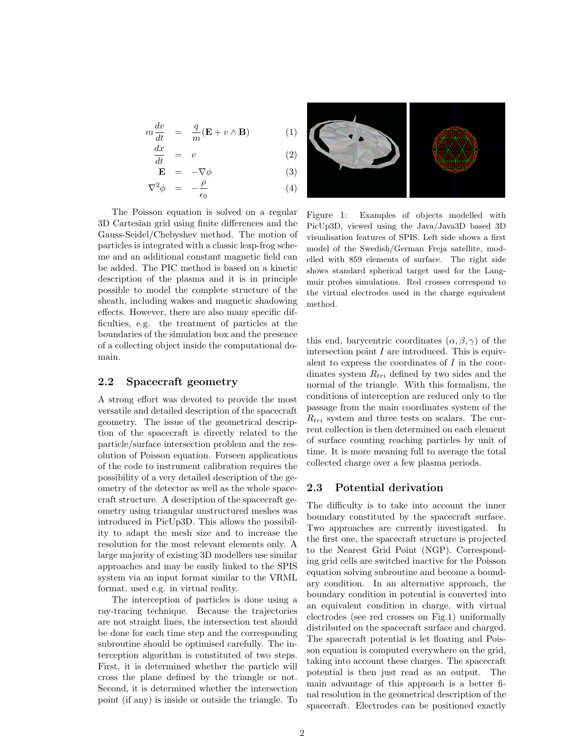$$
\begin{aligned}
m\frac{dv}{dt} &= \frac{q}{m}(\mathbf{E} + v \wedge \mathbf{B}) && (1)\\
\frac{dx}{dt} &= v && (2)\\
\mathbf{E} &= -\nabla\phi && (3)\\
\nabla^2\phi &= -\frac{\rho}{\epsilon_0} && (4)
\end{aligned}
$$

The Poisson equation is solved on a regular 3D Cartesian grid using finite differences and the Gauss-Seidel/Chebyshev method. The motion of particles is integrated with a classic leap-frog scheme and an additional constant magnetic field can be added. The PIC method is based on a kinetic description of the plasma and it is in principle possible to model the complete structure of the sheath, including wakes and magnetic shadowing effects. However, there are also many specific difficulties, e.g. the treatment of particles at the boundaries of the simulation box and the presence of a collecting object inside the computational domain.

## 2.2 Spacecraft geometry

A strong effort was devoted to provide the most versatile and detailed description of the spacecraft geometry. The issue of the geometrical description of the spacecraft is directly related to the particle/surface intersection problem and the resolution of Poisson equation. Forseen applications of the code to instrument calibration requires the possibility of a very detailed description of the geometry of the detector as well as the whole spacecraft structure. A description of the spacecraft geometry using triangular unstructured meshes was introduced in PicUp3D. This allows the possibility to adapt the mesh size and to increase the resolution for the most relevant elements only. A large majority of existing 3D modellers use similar approaches and may be easily linked to the SPIS system via an input format similar to the VRML format, used e.g. in virtual reality.

The interception of particles is done using a ray-tracing technique. Because the trajectories are not straight lines, the intersection test should be done for each time step and the corresponding subroutine should be optimised carefully. The interception algorithm is constituted of two steps. First, it is determined whether the particle will cross the plane defined by the triangle or not. Second, it is determined whether the intersection point (if any) is inside or outside the triangle. To this end, barycentric coordinates $(\alpha, \beta, \gamma)$ of the intersection point $I$ are introduced. This is equivalent to express the coordinates of $I$ in the coordinates system $R_{tri}$ defined by two sides and the normal of the triangle. With this formalism, the conditions of interception are reduced only to the passage from the main coordinates system of the $R_{tri}$ system and three tests on scalars. The current collection is then determined on each element of surface counting reaching particles by unit of time. It is more meaning full to average the total collected charge over a few plasma periods.

Figure 1: Examples of objects modelled with PicUp3D, viewed using the Java/Java3D based 3D visualisation features of SPIS. Left side shows a first model of the Swedish/German Freja satellite, modelled with 859 elements of surface. The right side shows standard spherical target used for the Langmuir probes simulations. Red crosses correspond to the virtual electrodes used in the charge equivalent method.

## 2.3 Potential derivation

The difficulty is to take into account the inner boundary constituted by the spacecraft surface. Two approaches are currently investigated. In the first one, the spacecraft structure is projected to the Nearest Grid Point (NGP). Corresponding grid cells are switched inactive for the Poisson equation solving subroutine and become a boundary condition. In an alternative approach, the boundary condition in potential is converted into an equivalent condition in charge, with virtual electrodes (see red crosses on Fig.1) uniformally distributed on the spacecraft surface and charged. The spacecraft potential is let floating and Poisson equation is computed everywhere on the grid, taking into account these charges. The spacecraft potential is then just read as an output. The main advantage of this approach is a better final resolution in the geometrical description of the spacecraft. Electrodes can be positioned exactly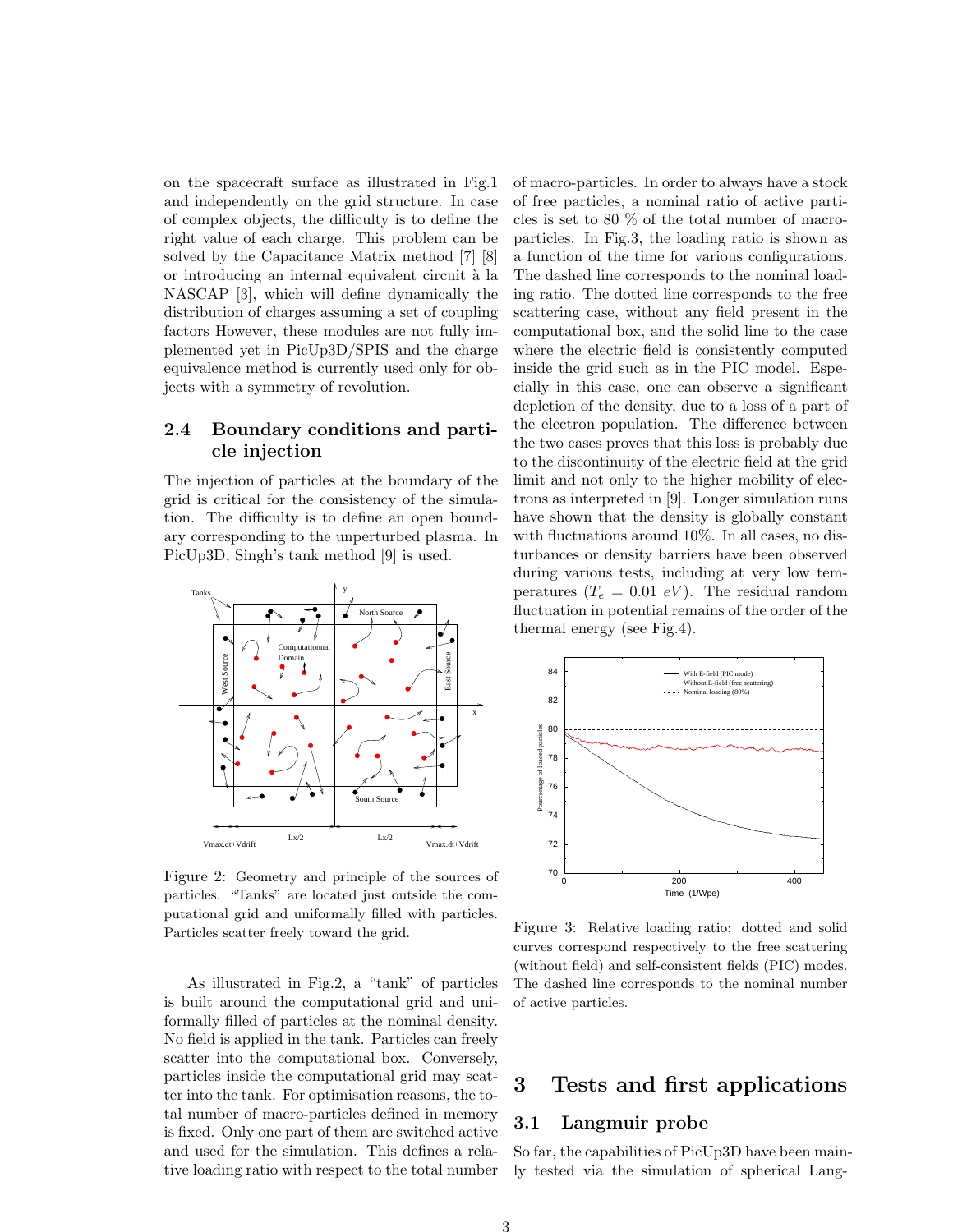on the spacecraft surface as illustrated in Fig.1 and independently on the grid structure. In case of complex objects, the difficulty is to define the right value of each charge. This problem can be solved by the Capacitance Matrix method [7] [8] or introducing an internal equivalent circuit à la NASCAP [3], which will define dynamically the distribution of charges assuming a set of coupling factors However, these modules are not fully implemented yet in PicUp3D/SPIS and the charge equivalence method is currently used only for objects with a symmetry of revolution.

### 2.4 Boundary conditions and particle injection

The injection of particles at the boundary of the grid is critical for the consistency of the simulation. The difficulty is to define an open boundary corresponding to the unperturbed plasma. In PicUp3D, Singh's tank method [9] is used.

Figure 2: Geometry and principle of the sources of particles. "Tanks" are located just outside the computational grid and uniformally filled with particles. Particles scatter freely toward the grid.

As illustrated in Fig.2, a "tank" of particles is built around the computational grid and uniformly filled of particles at the nominal density. No field is applied in the tank. Particles can freely scatter into the computational box. Conversely, particles inside the computational grid may scatter into the tank. For optimisation reasons, the total number of macro-particles defined in memory is fixed. Only one part of them are switched active and used for the simulation. This defines a relative loading ratio with respect to the total number of macro-particles. In order to always have a stock of free particles, a nominal ratio of active particles is set to 80 % of the total number of macro-particles. In Fig.3, the loading ratio is shown as a function of the time for various configurations. The dashed line corresponds to the nominal loading ratio. The dotted line corresponds to the free scattering case, without any field present in the computational box, and the solid line to the case where the electric field is consistently computed inside the grid such as in the PIC model. Especially in this case, one can observe a significant depletion of the density, due to a loss of a part of the electron population. The difference between the two cases proves that this loss is probably due to the discontinuity of the electric field at the grid limit and not only to the higher mobility of electrons as interpreted in [9]. Longer simulation runs have shown that the density is globally constant with fluctuations around 10%. In all cases, no disturbances or density barriers have been observed during various tests, including at very low temperatures ($T_e = 0.01\ eV$). The residual random fluctuation in potential remains of the order of the thermal energy (see Fig.4).

Figure 3: Relative loading ratio: dotted and solid curves correspond respectively to the free scattering (without field) and self-consistent fields (PIC) modes. The dashed line corresponds to the nominal number of active particles.

## 3 Tests and first applications

### 3.1 Langmuir probe

So far, the capabilities of PicUp3D have been mainly tested via the simulation of spherical Lang-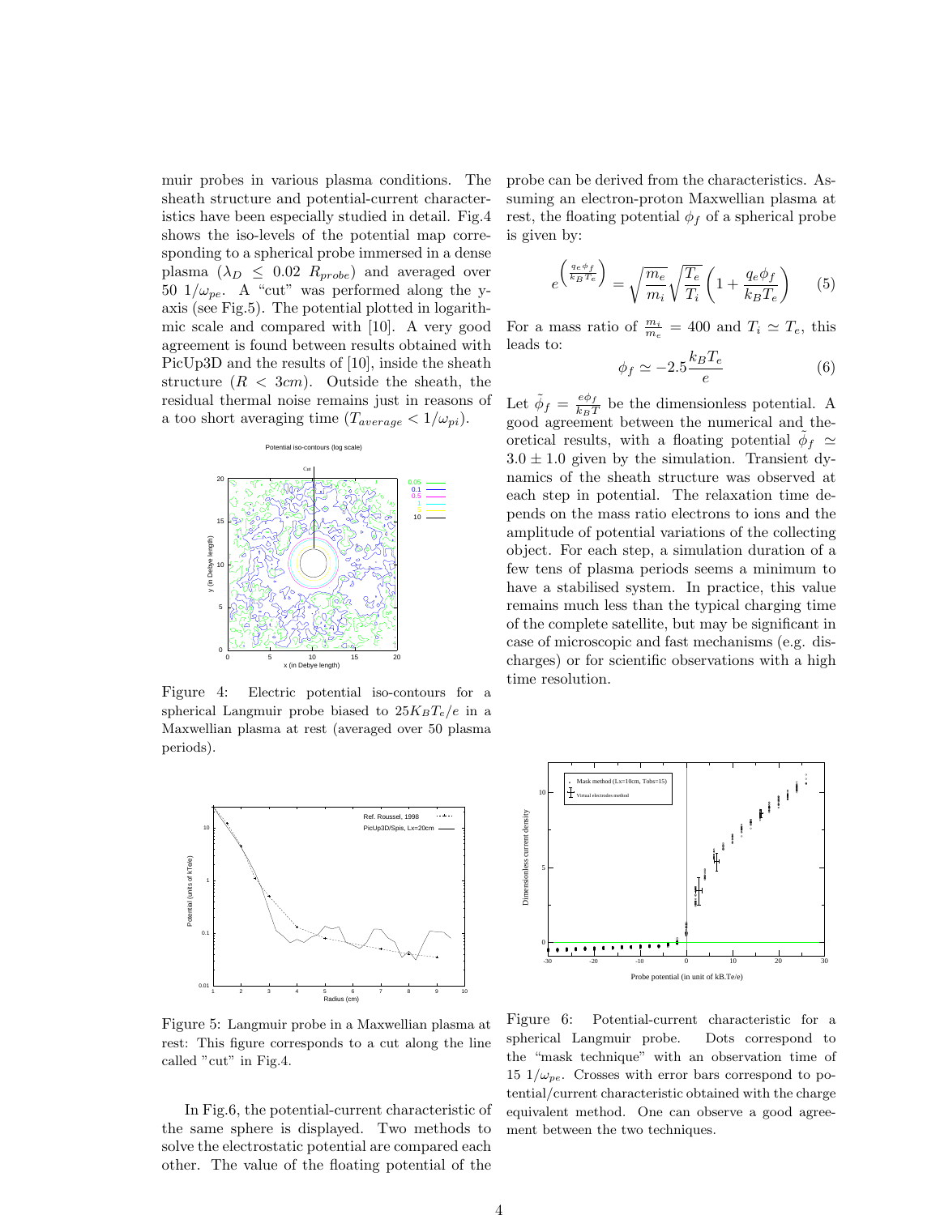muir probes in various plasma conditions. The sheath structure and potential-current characteristics have been especially studied in detail. Fig.4 shows the iso-levels of the potential map corresponding to a spherical probe immersed in a dense plasma ($\lambda_D \leq 0.02\ R_{probe}$) and averaged over 50 $1/\omega_{pe}$. A "cut" was performed along the y-axis (see Fig.5). The potential plotted in logarithmic scale and compared with [10]. A very good agreement is found between results obtained with PicUp3D and the results of [10], inside the sheath structure ($R < 3cm$). Outside the sheath, the residual thermal noise remains just in reasons of a too short averaging time ($T_{average} < 1/\omega_{pi}$).

Figure 4: Electric potential iso-contours for a spherical Langmuir probe biased to $25K_BT_e/e$ in a Maxwellian plasma at rest (averaged over 50 plasma periods).

Figure 5: Langmuir probe in a Maxwellian plasma at rest: This figure corresponds to a cut along the line called "cut" in Fig.4.

In Fig.6, the potential-current characteristic of the same sphere is displayed. Two methods to solve the electrostatic potential are compared each other. The value of the floating potential of the probe can be derived from the characteristics. Assuming an electron-proton Maxwellian plasma at rest, the floating potential $\phi_f$ of a spherical probe is given by:

$$e^{\left(\frac{q_e \phi_f}{k_B T_e}\right)} = \sqrt{\frac{m_e}{m_i}}\sqrt{\frac{T_e}{T_i}}\left(1 + \frac{q_e \phi_f}{k_B T_e}\right) \qquad (5)$$

For a mass ratio of $\frac{m_i}{m_e} = 400$ and $T_i \simeq T_e$, this leads to:

$$\phi_f \simeq -2.5\frac{k_B T_e}{e} \qquad (6)$$

Let $\tilde{\phi}_f = \frac{e\phi_f}{k_B T}$ be the dimensionless potential. A good agreement between the numerical and theoretical results, with a floating potential $\tilde{\phi}_f \simeq 3.0 \pm 1.0$ given by the simulation. Transient dynamics of the sheath structure was observed at each step in potential. The relaxation time depends on the mass ratio electrons to ions and the amplitude of potential variations of the collecting object. For each step, a simulation duration of a few tens of plasma periods seems a minimum to have a stabilised system. In practice, this value remains much less than the typical charging time of the complete satellite, but may be significant in case of microscopic and fast mechanisms (e.g. discharges) or for scientific observations with a high time resolution.

Figure 6: Potential-current characteristic for a spherical Langmuir probe. Dots correspond to the "mask technique" with an observation time of 15 $1/\omega_{pe}$. Crosses with error bars correspond to potential/current characteristic obtained with the charge equivalent method. One can observe a good agreement between the two techniques.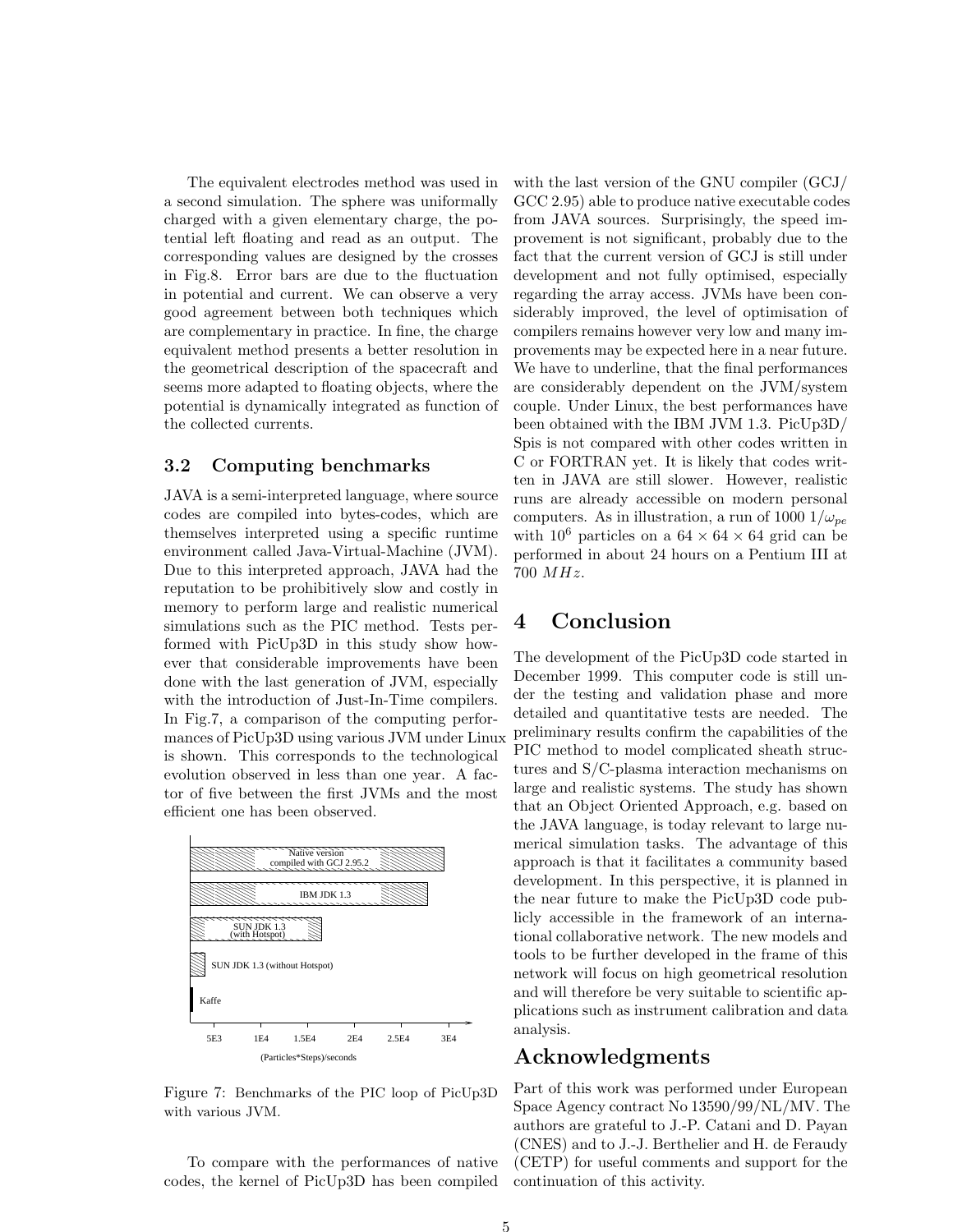The equivalent electrodes method was used in a second simulation. The sphere was uniformally charged with a given elementary charge, the potential left floating and read as an output. The corresponding values are designed by the crosses in Fig.8. Error bars are due to the fluctuation in potential and current. We can observe a very good agreement between both techniques which are complementary in practice. In fine, the charge equivalent method presents a better resolution in the geometrical description of the spacecraft and seems more adapted to floating objects, where the potential is dynamically integrated as function of the collected currents.

### 3.2 Computing benchmarks

JAVA is a semi-interpreted language, where source codes are compiled into bytes-codes, which are themselves interpreted using a specific runtime environment called Java-Virtual-Machine (JVM). Due to this interpreted approach, JAVA had the reputation to be prohibitively slow and costly in memory to perform large and realistic numerical simulations such as the PIC method. Tests performed with PicUp3D in this study show however that considerable improvements have been done with the last generation of JVM, especially with the introduction of Just-In-Time compilers. In Fig.7, a comparison of the computing performances of PicUp3D using various JVM under Linux is shown. This corresponds to the technological evolution observed in less than one year. A factor of five between the first JVMs and the most efficient one has been observed.

Figure 7: Benchmarks of the PIC loop of PicUp3D with various JVM.

To compare with the performances of native codes, the kernel of PicUp3D has been compiled with the last version of the GNU compiler (GCJ/GCC 2.95) able to produce native executable codes from JAVA sources. Surprisingly, the speed improvement is not significant, probably due to the fact that the current version of GCJ is still under development and not fully optimised, especially regarding the array access. JVMs have been considerably improved, the level of optimisation of compilers remains however very low and many improvements may be expected here in a near future. We have to underline, that the final performances are considerably dependent on the JVM/system couple. Under Linux, the best performances have been obtained with the IBM JVM 1.3. PicUp3D/Spis is not compared with other codes written in C or FORTRAN yet. It is likely that codes written in JAVA are still slower. However, realistic runs are already accessible on modern personal computers. As in illustration, a run of 1000 $1/\omega_{pe}$ with $10^6$ particles on a $64 \times 64 \times 64$ grid can be performed in about 24 hours on a Pentium III at 700 $MHz$.

# 4 Conclusion

The development of the PicUp3D code started in December 1999. This computer code is still under the testing and validation phase and more detailed and quantitative tests are needed. The preliminary results confirm the capabilities of the PIC method to model complicated sheath structures and S/C-plasma interaction mechanisms on large and realistic systems. The study has shown that an Object Oriented Approach, e.g. based on the JAVA language, is today relevant to large numerical simulation tasks. The advantage of this approach is that it facilitates a community based development. In this perspective, it is planned in the near future to make the PicUp3D code publicly accessible in the framework of an international collaborative network. The new models and tools to be further developed in the frame of this network will focus on high geometrical resolution and will therefore be very suitable to scientific applications such as instrument calibration and data analysis.

# Acknowledgments

Part of this work was performed under European Space Agency contract No 13590/99/NL/MV. The authors are grateful to J.-P. Catani and D. Payan (CNES) and to J.-J. Berthelier and H. de Feraudy (CETP) for useful comments and support for the continuation of this activity.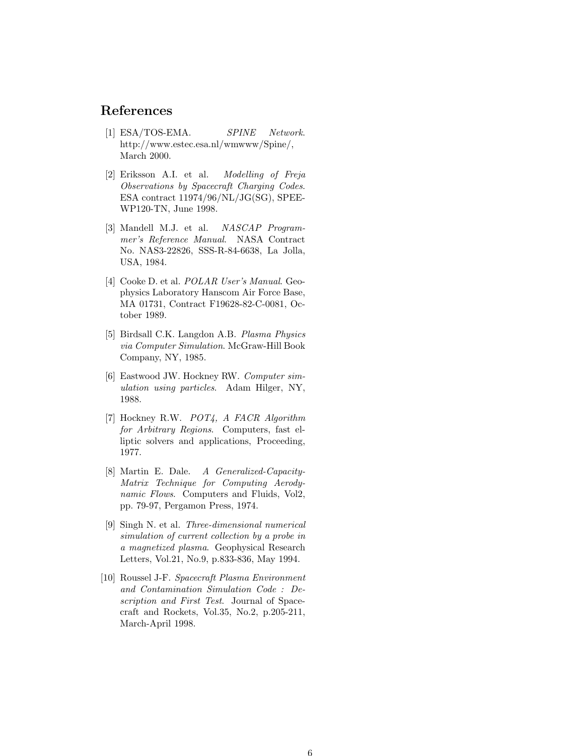## References

[1] ESA/TOS-EMA. *SPINE Network*. http://www.estec.esa.nl/wmwww/Spine/, March 2000.

[2] Eriksson A.I. et al. *Modelling of Freja Observations by Spacecraft Charging Codes*. ESA contract 11974/96/NL/JG(SG), SPEE-WP120-TN, June 1998.

[3] Mandell M.J. et al. *NASCAP Programmer's Reference Manual*. NASA Contract No. NAS3-22826, SSS-R-84-6638, La Jolla, USA, 1984.

[4] Cooke D. et al. *POLAR User's Manual*. Geophysics Laboratory Hanscom Air Force Base, MA 01731, Contract F19628-82-C-0081, October 1989.

[5] Birdsall C.K. Langdon A.B. *Plasma Physics via Computer Simulation*. McGraw-Hill Book Company, NY, 1985.

[6] Eastwood JW. Hockney RW. *Computer simulation using particles*. Adam Hilger, NY, 1988.

[7] Hockney R.W. *POT4, A FACR Algorithm for Arbitrary Regions*. Computers, fast elliptic solvers and applications, Proceeding, 1977.

[8] Martin E. Dale. *A Generalized-Capacity-Matrix Technique for Computing Aerodynamic Flows*. Computers and Fluids, Vol2, pp. 79-97, Pergamon Press, 1974.

[9] Singh N. et al. *Three-dimensional numerical simulation of current collection by a probe in a magnetized plasma*. Geophysical Research Letters, Vol.21, No.9, p.833-836, May 1994.

[10] Roussel J-F. *Spacecraft Plasma Environment and Contamination Simulation Code : Description and First Test*. Journal of Spacecraft and Rockets, Vol.35, No.2, p.205-211, March-April 1998.